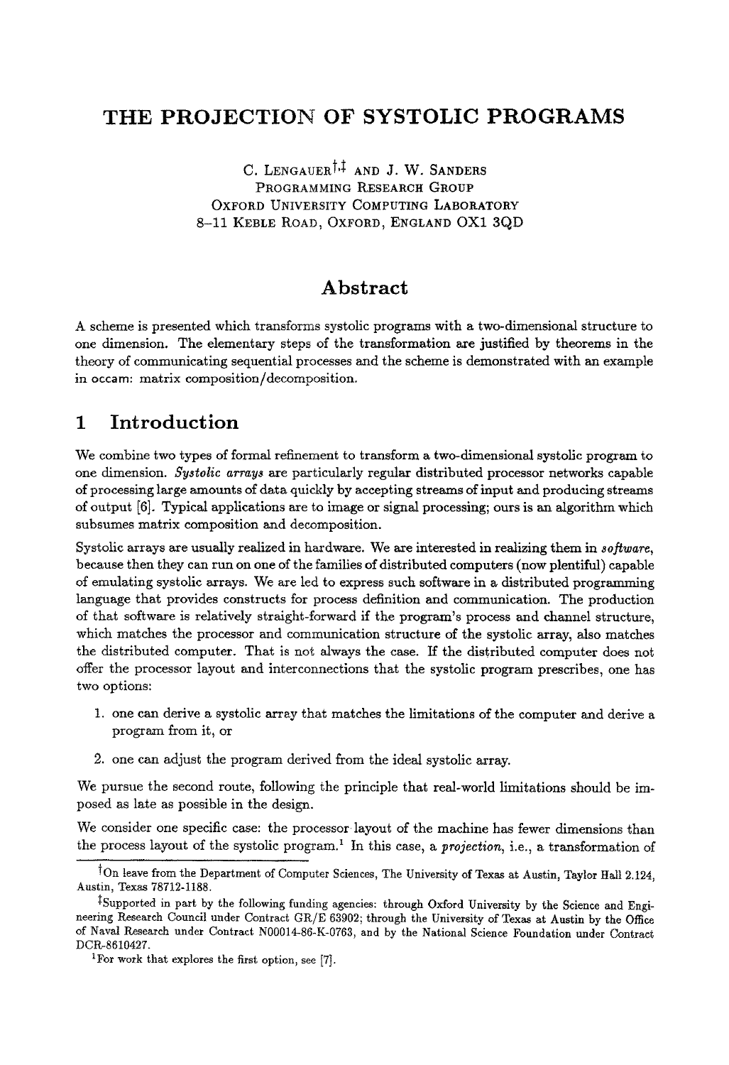# THE PROJECTION OF SYSTOLIC PROGRAMS

C. Lengauer[†,‡] and J. W. Sanders
Programming Research Group
Oxford University Computing Laboratory
8–11 Keble Road, Oxford, England OX1 3QD

## Abstract

A scheme is presented which transforms systolic programs with a two-dimensional structure to one dimension. The elementary steps of the transformation are justified by theorems in the theory of communicating sequential processes and the scheme is demonstrated with an example in occam: matrix composition/decomposition.

## 1 Introduction

We combine two types of formal refinement to transform a two-dimensional systolic program to one dimension. *Systolic arrays* are particularly regular distributed processor networks capable of processing large amounts of data quickly by accepting streams of input and producing streams of output [6]. Typical applications are to image or signal processing; ours is an algorithm which subsumes matrix composition and decomposition.

Systolic arrays are usually realized in hardware. We are interested in realizing them in *software*, because then they can run on one of the families of distributed computers (now plentiful) capable of emulating systolic arrays. We are led to express such software in a distributed programming language that provides constructs for process definition and communication. The production of that software is relatively straight-forward if the program's process and channel structure, which matches the processor and communication structure of the systolic array, also matches the distributed computer. That is not always the case. If the distributed computer does not offer the processor layout and interconnections that the systolic program prescribes, one has two options:

1. one can derive a systolic array that matches the limitations of the computer and derive a program from it, or
2. one can adjust the program derived from the ideal systolic array.

We pursue the second route, following the principle that real-world limitations should be imposed as late as possible in the design.

We consider one specific case: the processor layout of the machine has fewer dimensions than the process layout of the systolic program.[1] In this case, a *projection*, i.e., a transformation of

---

[†] On leave from the Department of Computer Sciences, The University of Texas at Austin, Taylor Hall 2.124, Austin, Texas 78712-1188.

[‡] Supported in part by the following funding agencies: through Oxford University by the Science and Engineering Research Council under Contract GR/E 63902; through the University of Texas at Austin by the Office of Naval Research under Contract N00014-86-K-0763, and by the National Science Foundation under Contract DCR-8610427.

[1] For work that explores the first option, see [7].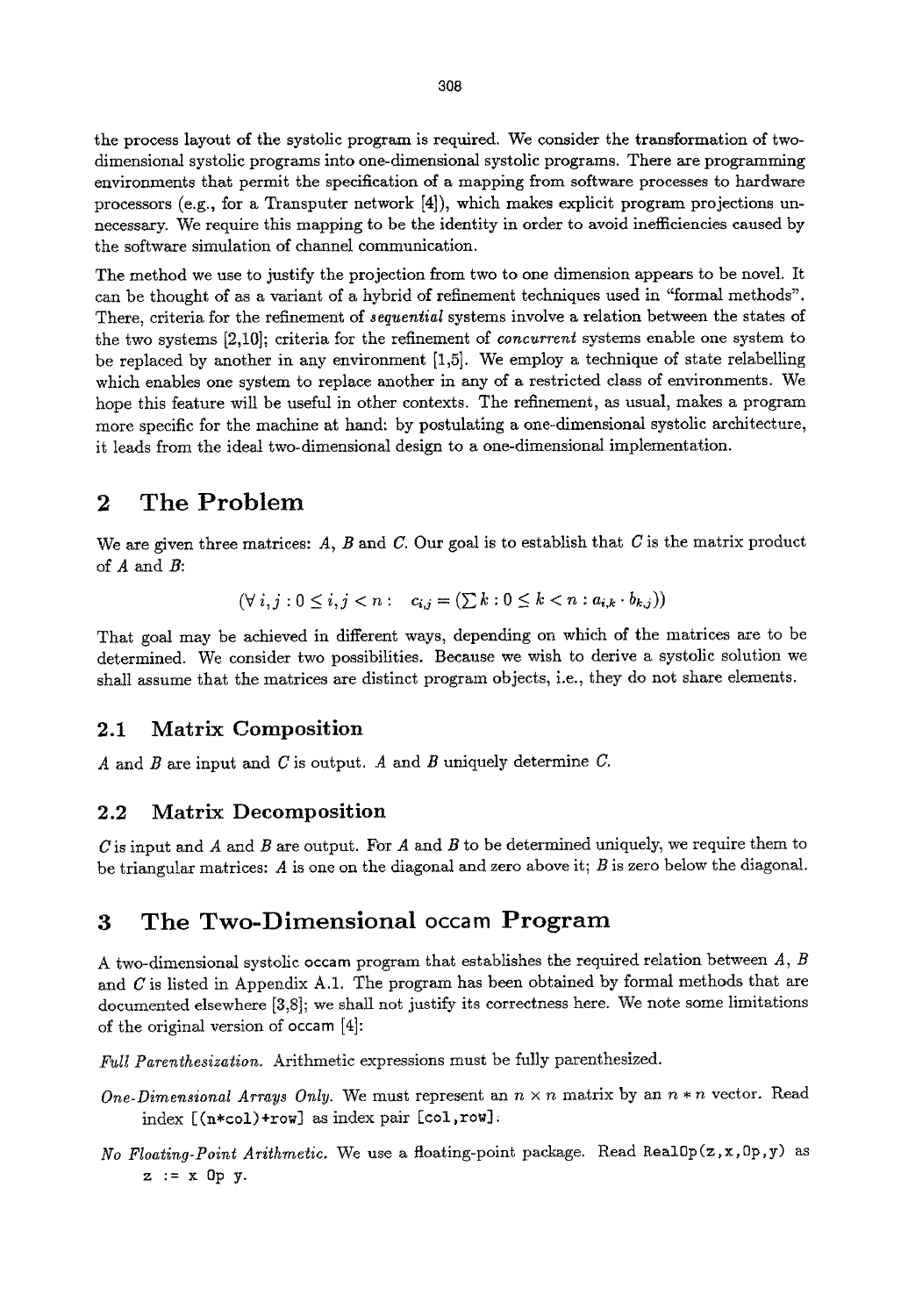the process layout of the systolic program is required. We consider the transformation of two-dimensional systolic programs into one-dimensional systolic programs. There are programming environments that permit the specification of a mapping from software processes to hardware processors (e.g., for a Transputer network [4]), which makes explicit program projections unnecessary. We require this mapping to be the identity in order to avoid inefficiencies caused by the software simulation of channel communication.

The method we use to justify the projection from two to one dimension appears to be novel. It can be thought of as a variant of a hybrid of refinement techniques used in "formal methods". There, criteria for the refinement of *sequential* systems involve a relation between the states of the two systems [2,10]; criteria for the refinement of *concurrent* systems enable one system to be replaced by another in any environment [1,5]. We employ a technique of state relabelling which enables one system to replace another in any of a restricted class of environments. We hope this feature will be useful in other contexts. The refinement, as usual, makes a program more specific for the machine at hand: by postulating a one-dimensional systolic architecture, it leads from the ideal two-dimensional design to a one-dimensional implementation.

# 2 The Problem

We are given three matrices: $A$, $B$ and $C$. Our goal is to establish that $C$ is the matrix product of $A$ and $B$:

$$(\forall\, i,j : 0 \leq i,j < n : \quad c_{i,j} = (\textstyle\sum k : 0 \leq k < n : a_{i,k} \cdot b_{k,j}))$$

That goal may be achieved in different ways, depending on which of the matrices are to be determined. We consider two possibilities. Because we wish to derive a systolic solution we shall assume that the matrices are distinct program objects, i.e., they do not share elements.

## 2.1 Matrix Composition

$A$ and $B$ are input and $C$ is output. $A$ and $B$ uniquely determine $C$.

## 2.2 Matrix Decomposition

$C$ is input and $A$ and $B$ are output. For $A$ and $B$ to be determined uniquely, we require them to be triangular matrices: $A$ is one on the diagonal and zero above it; $B$ is zero below the diagonal.

# 3 The Two-Dimensional occam Program

A two-dimensional systolic occam program that establishes the required relation between $A$, $B$ and $C$ is listed in Appendix A.1. The program has been obtained by formal methods that are documented elsewhere [3,8]; we shall not justify its correctness here. We note some limitations of the original version of occam [4]:

*Full Parenthesization.* Arithmetic expressions must be fully parenthesized.

*One-Dimensional Arrays Only.* We must represent an $n \times n$ matrix by an $n * n$ vector. Read index `[(n*col)+row]` as index pair `[col,row]`.

*No Floating-Point Arithmetic.* We use a floating-point package. Read `RealOp(z,x,Op,y)` as `z := x Op y`.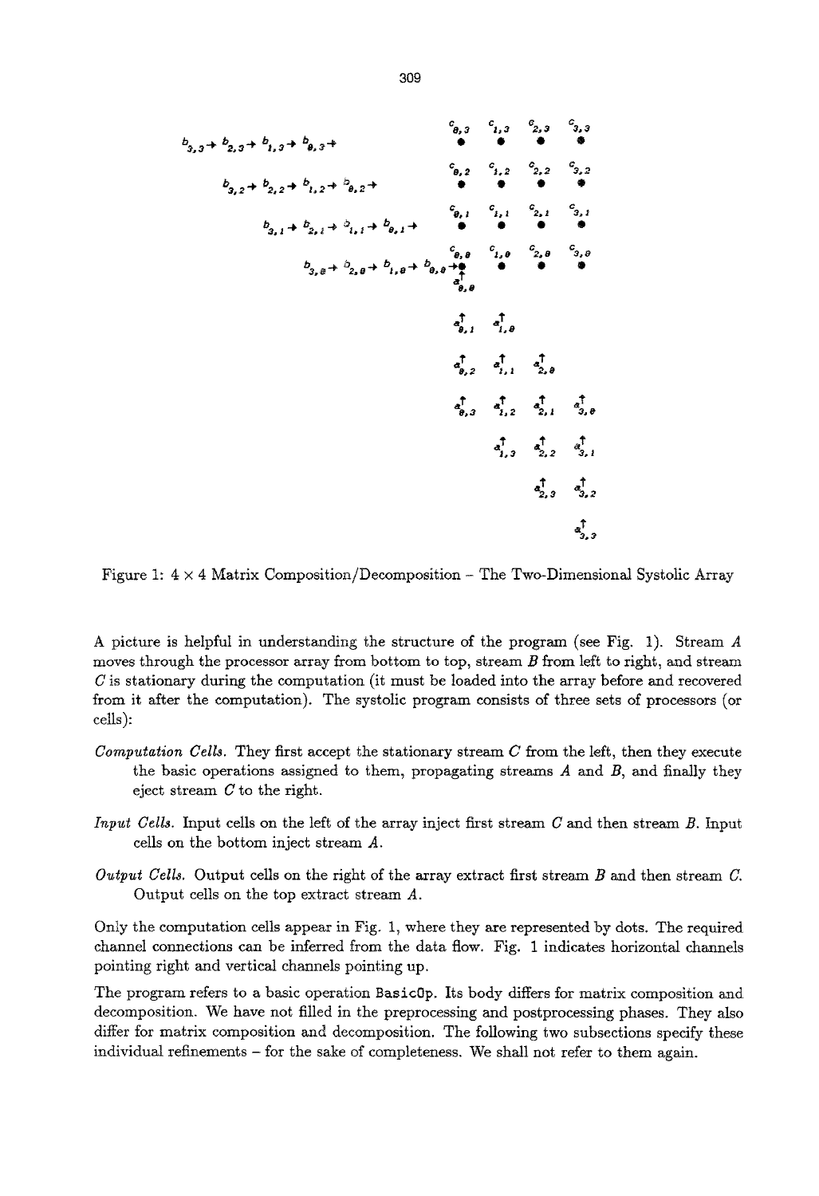Figure 1: $4 \times 4$ Matrix Composition/Decomposition – The Two-Dimensional Systolic Array

A picture is helpful in understanding the structure of the program (see Fig. 1). Stream $A$ moves through the processor array from bottom to top, stream $B$ from left to right, and stream $C$ is stationary during the computation (it must be loaded into the array before and recovered from it after the computation). The systolic program consists of three sets of processors (or cells):

*Computation Cells.* They first accept the stationary stream $C$ from the left, then they execute the basic operations assigned to them, propagating streams $A$ and $B$, and finally they eject stream $C$ to the right.

*Input Cells.* Input cells on the left of the array inject first stream $C$ and then stream $B$. Input cells on the bottom inject stream $A$.

*Output Cells.* Output cells on the right of the array extract first stream $B$ and then stream $C$. Output cells on the top extract stream $A$.

Only the computation cells appear in Fig. 1, where they are represented by dots. The required channel connections can be inferred from the data flow. Fig. 1 indicates horizontal channels pointing right and vertical channels pointing up.

The program refers to a basic operation `BasicOp`. Its body differs for matrix composition and decomposition. We have not filled in the preprocessing and postprocessing phases. They also differ for matrix composition and decomposition. The following two subsections specify these individual refinements – for the sake of completeness. We shall not refer to them again.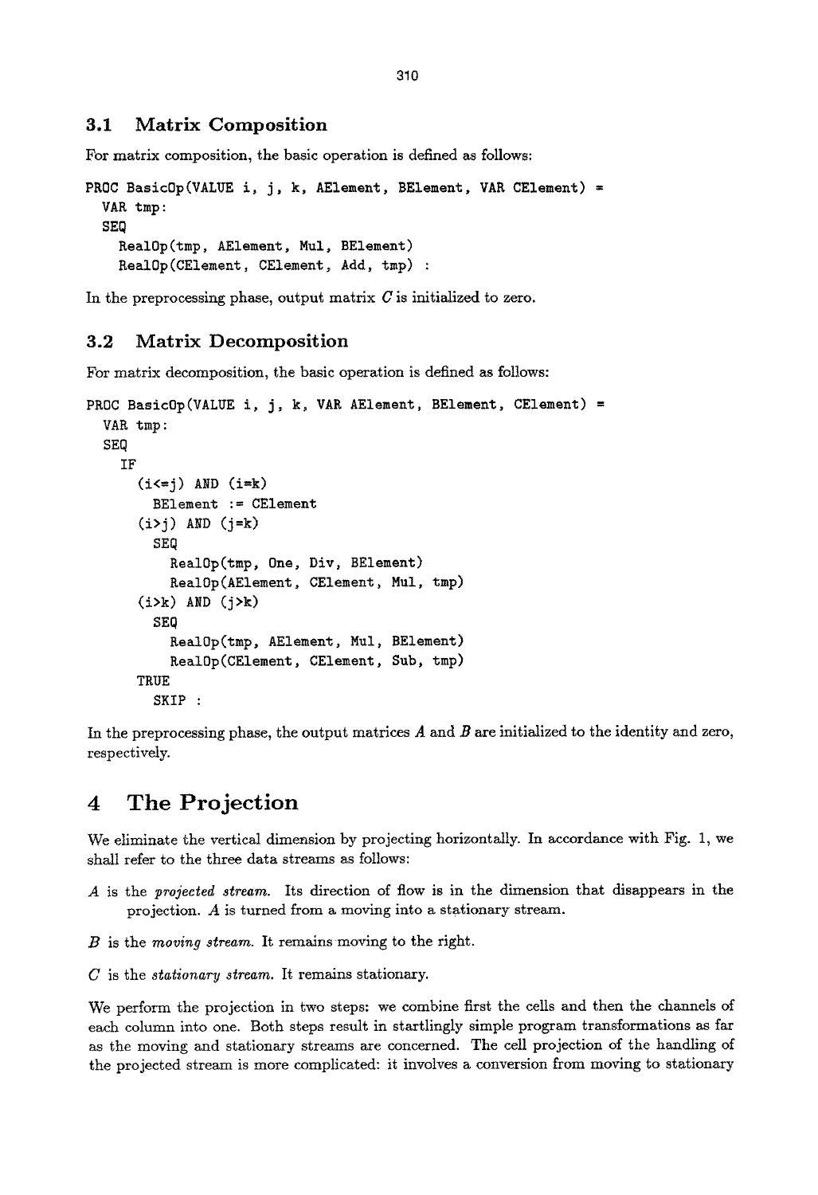### 3.1 Matrix Composition

For matrix composition, the basic operation is defined as follows:

```
PROC BasicOp(VALUE i, j, k, AElement, BElement, VAR CElement) =
  VAR tmp:
  SEQ
    RealOp(tmp, AElement, Mul, BElement)
    RealOp(CElement, CElement, Add, tmp) :
```

In the preprocessing phase, output matrix $C$ is initialized to zero.

### 3.2 Matrix Decomposition

For matrix decomposition, the basic operation is defined as follows:

```
PROC BasicOp(VALUE i, j, k, VAR AElement, BElement, CElement) =
  VAR tmp:
  SEQ
    IF
      (i<=j) AND (i=k)
        BElement := CElement
      (i>j) AND (j=k)
        SEQ
          RealOp(tmp, One, Div, BElement)
          RealOp(AElement, CElement, Mul, tmp)
      (i>k) AND (j>k)
        SEQ
          RealOp(tmp, AElement, Mul, BElement)
          RealOp(CElement, CElement, Sub, tmp)
      TRUE
        SKIP :
```

In the preprocessing phase, the output matrices $A$ and $B$ are initialized to the identity and zero, respectively.

# 4 The Projection

We eliminate the vertical dimension by projecting horizontally. In accordance with Fig. 1, we shall refer to the three data streams as follows:

$A$ is the *projected stream*. Its direction of flow is in the dimension that disappears in the projection. $A$ is turned from a moving into a stationary stream.

$B$ is the *moving stream*. It remains moving to the right.

$C$ is the *stationary stream*. It remains stationary.

We perform the projection in two steps: we combine first the cells and then the channels of each column into one. Both steps result in startlingly simple program transformations as far as the moving and stationary streams are concerned. The cell projection of the handling of the projected stream is more complicated: it involves a conversion from moving to stationary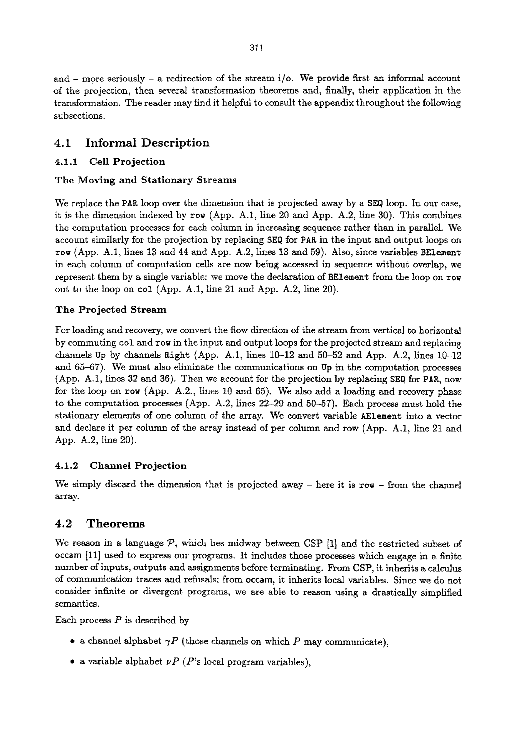and – more seriously – a redirection of the stream i/o. We provide first an informal account of the projection, then several transformation theorems and, finally, their application in the transformation. The reader may find it helpful to consult the appendix throughout the following subsections.

## 4.1 Informal Description

### 4.1.1 Cell Projection

#### The Moving and Stationary Streams

We replace the `PAR` loop over the dimension that is projected away by a `SEQ` loop. In our case, it is the dimension indexed by `row` (App. A.1, line 20 and App. A.2, line 30). This combines the computation processes for each column in increasing sequence rather than in parallel. We account similarly for the projection by replacing `SEQ` for `PAR` in the input and output loops on `row` (App. A.1, lines 13 and 44 and App. A.2, lines 13 and 59). Also, since variables `BElement` in each column of computation cells are now being accessed in sequence without overlap, we represent them by a single variable: we move the declaration of `BElement` from the loop on `row` out to the loop on `col` (App. A.1, line 21 and App. A.2, line 20).

#### The Projected Stream

For loading and recovery, we convert the flow direction of the stream from vertical to horizontal by commuting `col` and `row` in the input and output loops for the projected stream and replacing channels `Up` by channels `Right` (App. A.1, lines 10–12 and 50–52 and App. A.2, lines 10–12 and 65–67). We must also eliminate the communications on `Up` in the computation processes (App. A.1, lines 32 and 36). Then we account for the projection by replacing `SEQ` for `PAR`, now for the loop on `row` (App. A.2., lines 10 and 65). We also add a loading and recovery phase to the computation processes (App. A.2, lines 22–29 and 50–57). Each process must hold the stationary elements of one column of the array. We convert variable `AElement` into a vector and declare it per column of the array instead of per column and row (App. A.1, line 21 and App. A.2, line 20).

### 4.1.2 Channel Projection

We simply discard the dimension that is projected away – here it is `row` – from the channel array.

## 4.2 Theorems

We reason in a language $\mathcal{P}$, which lies midway between CSP [1] and the restricted subset of occam [11] used to express our programs. It includes those processes which engage in a finite number of inputs, outputs and assignments before terminating. From CSP, it inherits a calculus of communication traces and refusals; from occam, it inherits local variables. Since we do not consider infinite or divergent programs, we are able to reason using a drastically simplified semantics.

Each process $P$ is described by

- a channel alphabet $\gamma P$ (those channels on which $P$ may communicate),
- a variable alphabet $\nu P$ ($P$'s local program variables),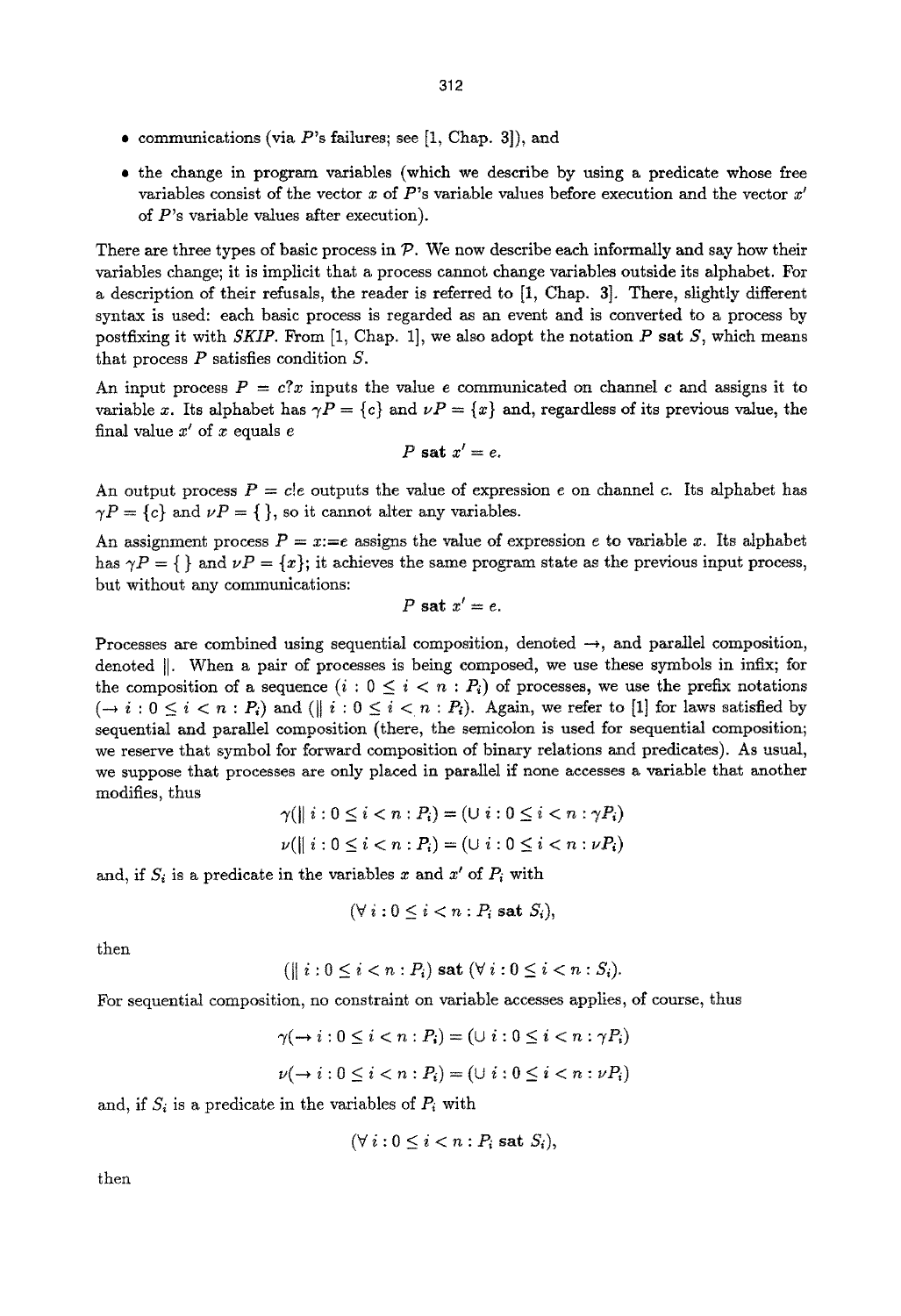- communications (via $P$'s failures; see [1, Chap. 3]), and
- the change in program variables (which we describe by using a predicate whose free variables consist of the vector $x$ of $P$'s variable values before execution and the vector $x'$ of $P$'s variable values after execution).

There are three types of basic process in $\mathcal{P}$. We now describe each informally and say how their variables change; it is implicit that a process cannot change variables outside its alphabet. For a description of their refusals, the reader is referred to [1, Chap. 3]. There, slightly different syntax is used: each basic process is regarded as an event and is converted to a process by postfixing it with *SKIP*. From [1, Chap. 1], we also adopt the notation $P$ **sat** $S$, which means that process $P$ satisfies condition $S$.

An input process $P = c?x$ inputs the value $e$ communicated on channel $c$ and assigns it to variable $x$. Its alphabet has $\gamma P = \{c\}$ and $\nu P = \{x\}$ and, regardless of its previous value, the final value $x'$ of $x$ equals $e$

$$P \textbf{ sat } x' = e.$$

An output process $P = c!e$ outputs the value of expression $e$ on channel $c$. Its alphabet has $\gamma P = \{c\}$ and $\nu P = \{\,\}$, so it cannot alter any variables.

An assignment process $P = x{:=}e$ assigns the value of expression $e$ to variable $x$. Its alphabet has $\gamma P = \{\,\}$ and $\nu P = \{x\}$; it achieves the same program state as the previous input process, but without any communications:

$$P \textbf{ sat } x' = e.$$

Processes are combined using sequential composition, denoted $\rightarrow$, and parallel composition, denoted $\|$. When a pair of processes is being composed, we use these symbols in infix; for the composition of a sequence $(i : 0 \leq i < n : P_i)$ of processes, we use the prefix notations $(\rightarrow i : 0 \leq i < n : P_i)$ and $(\| \ i : 0 \leq i < n : P_i)$. Again, we refer to [1] for laws satisfied by sequential and parallel composition (there, the semicolon is used for sequential composition; we reserve that symbol for forward composition of binary relations and predicates). As usual, we suppose that processes are only placed in parallel if none accesses a variable that another modifies, thus

$$\gamma(\| \ i : 0 \leq i < n : P_i) = (\cup \ i : 0 \leq i < n : \gamma P_i)$$

$$\nu(\| \ i : 0 \leq i < n : P_i) = (\cup \ i : 0 \leq i < n : \nu P_i)$$

and, if $S_i$ is a predicate in the variables $x$ and $x'$ of $P_i$ with

$$(\forall \ i : 0 \leq i < n : P_i \textbf{ sat } S_i),$$

then

$$(\| \ i : 0 \leq i < n : P_i) \textbf{ sat } (\forall \ i : 0 \leq i < n : S_i).$$

For sequential composition, no constraint on variable accesses applies, of course, thus

$$\gamma(\rightarrow i : 0 \leq i < n : P_i) = (\cup \ i : 0 \leq i < n : \gamma P_i)$$

$$\nu(\rightarrow i : 0 \leq i < n : P_i) = (\cup \ i : 0 \leq i < n : \nu P_i)$$

and, if $S_i$ is a predicate in the variables of $P_i$ with

$$(\forall \ i : 0 \leq i < n : P_i \textbf{ sat } S_i),$$

then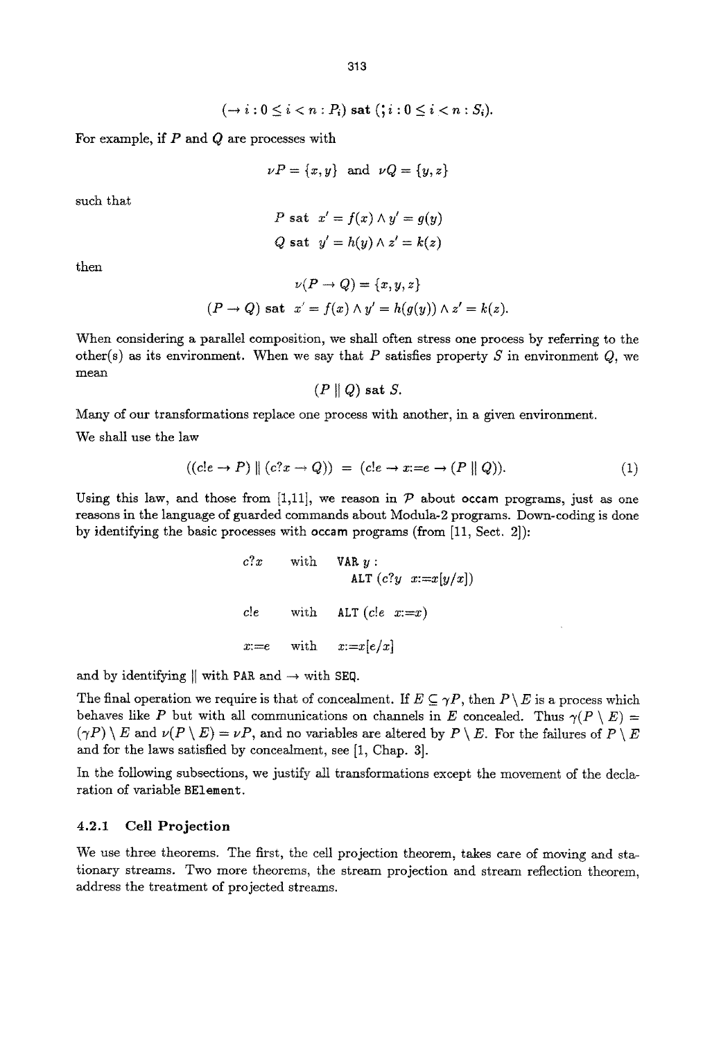$$(\rightarrow i : 0 \leq i < n : P_i) \textbf{ sat } (;i : 0 \leq i < n : S_i).$$

For example, if $P$ and $Q$ are processes with

$$\nu P = \{x, y\} \text{ and } \nu Q = \{y, z\}$$

such that

$$P \textbf{ sat } x' = f(x) \wedge y' = g(y)$$
$$Q \textbf{ sat } y' = h(y) \wedge z' = k(z)$$

then

$$\nu(P \rightarrow Q) = \{x, y, z\}$$
$$(P \rightarrow Q) \textbf{ sat } x' = f(x) \wedge y' = h(g(y)) \wedge z' = k(z).$$

When considering a parallel composition, we shall often stress one process by referring to the other(s) as its environment. When we say that $P$ satisfies property $S$ in environment $Q$, we mean

$$(P \parallel Q) \textbf{ sat } S.$$

Many of our transformations replace one process with another, in a given environment.

We shall use the law

$$((c!e \rightarrow P) \parallel (c?x \rightarrow Q)) \;=\; (c!e \rightarrow x{:=}e \rightarrow (P \parallel Q)). \tag{1}$$

Using this law, and those from [1,11], we reason in $\mathcal{P}$ about occam programs, just as one reasons in the language of guarded commands about Modula-2 programs. Down-coding is done by identifying the basic processes with occam programs (from [11, Sect. 2]):

| | | |
|---|---|---|
| $c?x$ | with | `VAR` $y$ : `ALT` $(c?y \;\; x{:=}x[y/x])$ |
| $c!e$ | with | `ALT` $(c!e \;\; x{:=}x)$ |
| $x{:=}e$ | with | $x{:=}x[e/x]$ |

and by identifying $\parallel$ with `PAR` and $\rightarrow$ with `SEQ`.

The final operation we require is that of concealment. If $E \subseteq \gamma P$, then $P \setminus E$ is a process which behaves like $P$ but with all communications on channels in $E$ concealed. Thus $\gamma(P \setminus E) = (\gamma P) \setminus E$ and $\nu(P \setminus E) = \nu P$, and no variables are altered by $P \setminus E$. For the failures of $P \setminus E$ and for the laws satisfied by concealment, see [1, Chap. 3].

In the following subsections, we justify all transformations except the movement of the declaration of variable `BElement`.

### 4.2.1 Cell Projection

We use three theorems. The first, the cell projection theorem, takes care of moving and stationary streams. Two more theorems, the stream projection and stream reflection theorem, address the treatment of projected streams.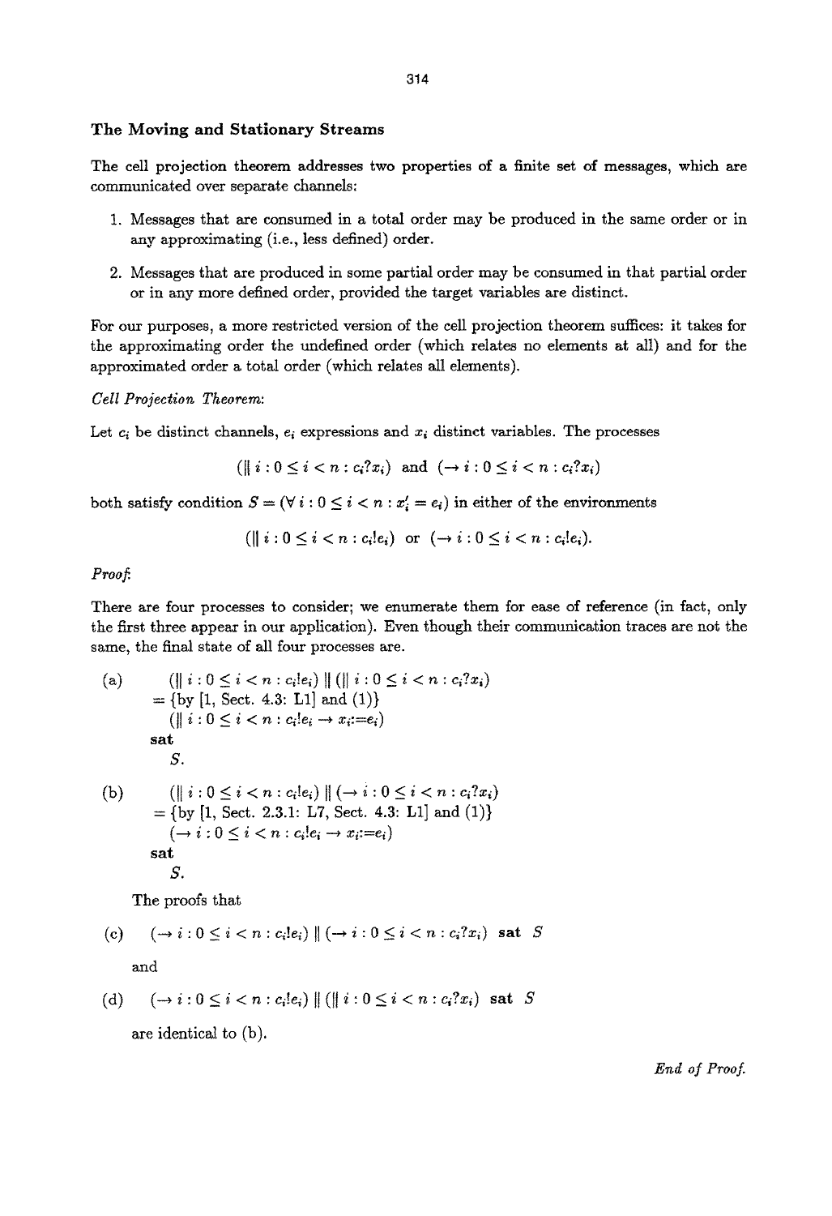### The Moving and Stationary Streams

The cell projection theorem addresses two properties of a finite set of messages, which are communicated over separate channels:

1. Messages that are consumed in a total order may be produced in the same order or in any approximating (i.e., less defined) order.
2. Messages that are produced in some partial order may be consumed in that partial order or in any more defined order, provided the target variables are distinct.

For our purposes, a more restricted version of the cell projection theorem suffices: it takes for the approximating order the undefined order (which relates no elements at all) and for the approximated order a total order (which relates all elements).

*Cell Projection Theorem:*

Let $c_i$ be distinct channels, $e_i$ expressions and $x_i$ distinct variables. The processes

$$(\| \, i : 0 \leq i < n : c_i?x_i) \text{ and } (\rightarrow i : 0 \leq i < n : c_i?x_i)$$

both satisfy condition $S = (\forall \, i : 0 \leq i < n : x_i' = e_i)$ in either of the environments

$$(\| \, i : 0 \leq i < n : c_i!e_i) \text{ or } (\rightarrow i : 0 \leq i < n : c_i!e_i).$$

*Proof:*

There are four processes to consider; we enumerate them for ease of reference (in fact, only the first three appear in our application). Even though their communication traces are not the same, the final state of all four processes are.

(a)
$$\begin{array}{l} (\| \, i : 0 \leq i < n : c_i!e_i) \,\|\, (\| \, i : 0 \leq i < n : c_i?x_i) \\ = \{\text{by [1, Sect. 4.3: L1] and (1)}\} \\ (\| \, i : 0 \leq i < n : c_i!e_i \rightarrow x_i{:=}e_i) \\ \textbf{sat} \\ \quad S. \end{array}$$

(b)
$$\begin{array}{l} (\| \, i : 0 \leq i < n : c_i!e_i) \,\|\, (\rightarrow i : 0 \leq i < n : c_i?x_i) \\ = \{\text{by [1, Sect. 2.3.1: L7, Sect. 4.3: L1] and (1)}\} \\ (\rightarrow i : 0 \leq i < n : c_i!e_i \rightarrow x_i{:=}e_i) \\ \textbf{sat} \\ \quad S. \end{array}$$

The proofs that

(c) $(\rightarrow i : 0 \leq i < n : c_i!e_i) \,\|\, (\rightarrow i : 0 \leq i < n : c_i?x_i)$ **sat** $S$

and

(d) $(\rightarrow i : 0 \leq i < n : c_i!e_i) \,\|\, (\| \, i : 0 \leq i < n : c_i?x_i)$ **sat** $S$

are identical to (b).

*End of Proof.*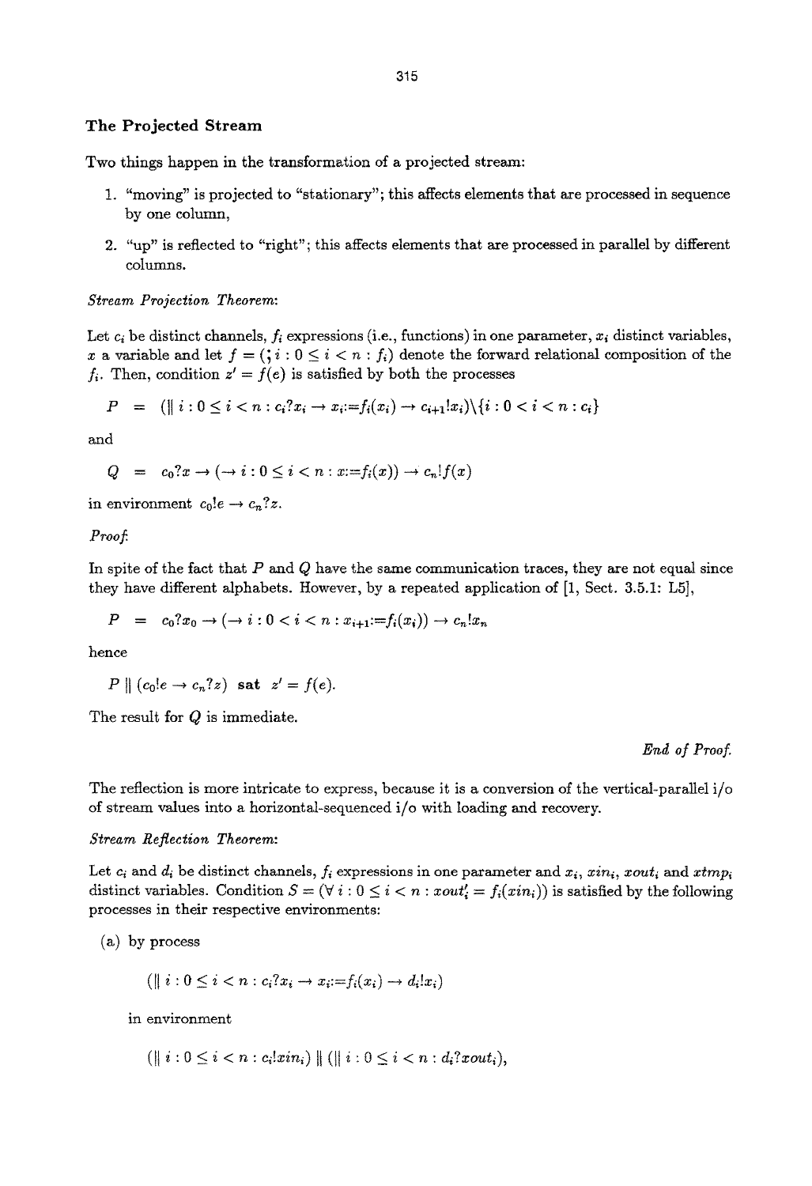### The Projected Stream

Two things happen in the transformation of a projected stream:

1. "moving" is projected to "stationary"; this affects elements that are processed in sequence by one column,
2. "up" is reflected to "right"; this affects elements that are processed in parallel by different columns.

*Stream Projection Theorem:*

Let $c_i$ be distinct channels, $f_i$ expressions (i.e., functions) in one parameter, $x_i$ distinct variables, $x$ a variable and let $f = (; i : 0 \leq i < n : f_i)$ denote the forward relational composition of the $f_i$. Then, condition $z' = f(e)$ is satisfied by both the processes

$$P \;=\; (\| \; i : 0 \leq i < n : c_i?x_i \rightarrow x_i{:=}f_i(x_i) \rightarrow c_{i+1}!x_i)\backslash\{i : 0 < i < n : c_i\}$$

and

$$Q \;=\; c_0?x \rightarrow (\rightarrow i : 0 \leq i < n : x{:=}f_i(x)) \rightarrow c_n!f(x)$$

in environment $c_0!e \rightarrow c_n?z$.

*Proof:*

In spite of the fact that $P$ and $Q$ have the same communication traces, they are not equal since they have different alphabets. However, by a repeated application of [1, Sect. 3.5.1: L5],

$$P \;=\; c_0?x_0 \rightarrow (\rightarrow i : 0 < i < n : x_{i+1}{:=}f_i(x_i)) \rightarrow c_n!x_n$$

hence

$$P \,\|\, (c_0!e \rightarrow c_n?z) \;\; \textbf{sat} \;\; z' = f(e).$$

The result for $Q$ is immediate.

*End of Proof.*

The reflection is more intricate to express, because it is a conversion of the vertical-parallel i/o of stream values into a horizontal-sequenced i/o with loading and recovery.

*Stream Reflection Theorem:*

Let $c_i$ and $d_i$ be distinct channels, $f_i$ expressions in one parameter and $x_i$, $xin_i$, $xout_i$ and $xtmp_i$ distinct variables. Condition $S = (\forall \, i : 0 \leq i < n : xout_i' = f_i(xin_i))$ is satisfied by the following processes in their respective environments:

(a) by process

$$(\| \; i : 0 \leq i < n : c_i?x_i \rightarrow x_i{:=}f_i(x_i) \rightarrow d_i!x_i)$$

in environment

$$(\| \; i : 0 \leq i < n : c_i!xin_i) \,\|\, (\| \; i : 0 \leq i < n : d_i?xout_i),$$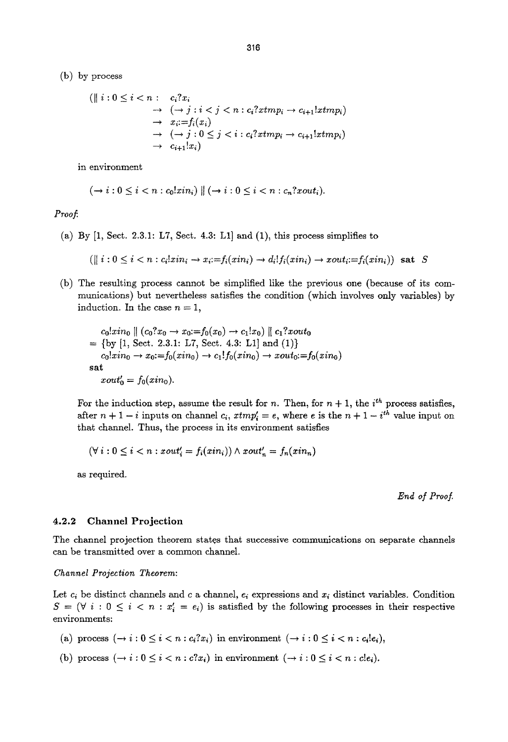(b) by process

$$
\begin{array}{ll}
(\| \, i : 0 \leq i < n : & c_i?x_i \\
& \rightarrow \ (\rightarrow j : i < j < n : c_i?xtmp_i \rightarrow c_{i+1}!xtmp_i) \\
& \rightarrow \ x_i{:=}f_i(x_i) \\
& \rightarrow \ (\rightarrow j : 0 \leq j < i : c_i?xtmp_i \rightarrow c_{i+1}!xtmp_i) \\
& \rightarrow \ c_{i+1}!x_i)
\end{array}
$$

in environment

$$(\rightarrow i : 0 \leq i < n : c_0!xin_i) \,\|\, (\rightarrow i : 0 \leq i < n : c_n?xout_i).$$

*Proof.*

(a) By [1, Sect. 2.3.1: L7, Sect. 4.3: L1] and (1), this process simplifies to

$$(\| \, i : 0 \leq i < n : c_i!xin_i \rightarrow x_i{:=}f_i(xin_i) \rightarrow d_i!f_i(xin_i) \rightarrow xout_i{:=}f_i(xin_i)) \textbf{ sat } S$$

(b) The resulting process cannot be simplified like the previous one (because of its communications) but nevertheless satisfies the condition (which involves only variables) by induction. In the case $n = 1$,

$$
\begin{array}{l}
\quad c_0!xin_0 \,\|\, (c_0?x_0 \rightarrow x_0{:=}f_0(x_0) \rightarrow c_1!x_0) \,\|\, c_1?xout_0 \\
= \{\text{by [1, Sect. 2.3.1: L7, Sect. 4.3: L1] and (1)}\} \\
\quad c_0!xin_0 \rightarrow x_0{:=}f_0(xin_0) \rightarrow c_1!f_0(xin_0) \rightarrow xout_0{:=}f_0(xin_0) \\
\textbf{sat} \\
\quad xout_0' = f_0(xin_0).
\end{array}
$$

For the induction step, assume the result for $n$. Then, for $n+1$, the $i^{th}$ process satisfies, after $n+1-i$ inputs on channel $c_i$, $xtmp_i' = e$, where $e$ is the $n+1-i^{th}$ value input on that channel. Thus, the process in its environment satisfies

$$(\forall \, i : 0 \leq i < n : xout_i' = f_i(xin_i)) \wedge xout_n' = f_n(xin_n)$$

as required.

*End of Proof.*

### 4.2.2 Channel Projection

The channel projection theorem states that successive communications on separate channels can be transmitted over a common channel.

*Channel Projection Theorem:*

Let $c_i$ be distinct channels and $c$ a channel, $e_i$ expressions and $x_i$ distinct variables. Condition $S = (\forall \, i : 0 \leq i < n : x_i' = e_i)$ is satisfied by the following processes in their respective environments:

(a) process $(\rightarrow i : 0 \leq i < n : c_i?x_i)$ in environment $(\rightarrow i : 0 \leq i < n : c_i!e_i)$,

(b) process $(\rightarrow i : 0 \leq i < n : c?x_i)$ in environment $(\rightarrow i : 0 \leq i < n : c!e_i)$.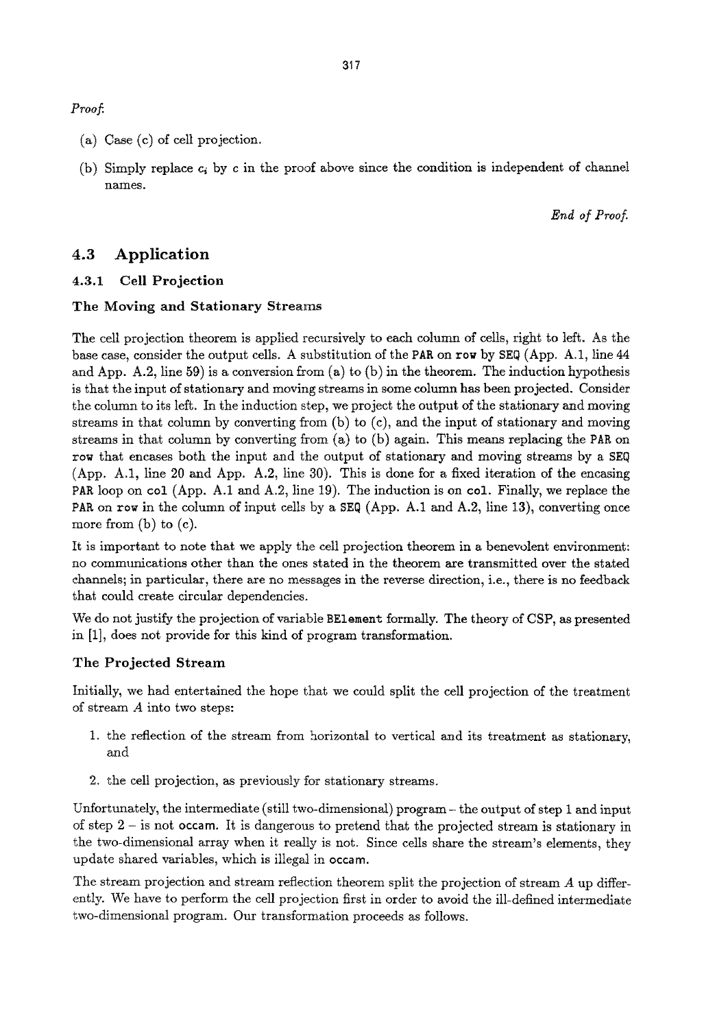*Proof.*

(a) Case (c) of cell projection.

(b) Simply replace $c_i$ by $c$ in the proof above since the condition is independent of channel names.

*End of Proof.*

## 4.3 Application

### 4.3.1 Cell Projection

#### The Moving and Stationary Streams

The cell projection theorem is applied recursively to each column of cells, right to left. As the base case, consider the output cells. A substitution of the `PAR` on `row` by `SEQ` (App. A.1, line 44 and App. A.2, line 59) is a conversion from (a) to (b) in the theorem. The induction hypothesis is that the input of stationary and moving streams in some column has been projected. Consider the column to its left. In the induction step, we project the output of the stationary and moving streams in that column by converting from (b) to (c), and the input of stationary and moving streams in that column by converting from (a) to (b) again. This means replacing the `PAR` on `row` that encases both the input and the output of stationary and moving streams by a `SEQ` (App. A.1, line 20 and App. A.2, line 30). This is done for a fixed iteration of the encasing `PAR` loop on `col` (App. A.1 and A.2, line 19). The induction is on `col`. Finally, we replace the `PAR` on `row` in the column of input cells by a `SEQ` (App. A.1 and A.2, line 13), converting once more from (b) to (c).

It is important to note that we apply the cell projection theorem in a benevolent environment: no communications other than the ones stated in the theorem are transmitted over the stated channels; in particular, there are no messages in the reverse direction, i.e., there is no feedback that could create circular dependencies.

We do not justify the projection of variable `BElement` formally. The theory of CSP, as presented in [1], does not provide for this kind of program transformation.

#### The Projected Stream

Initially, we had entertained the hope that we could split the cell projection of the treatment of stream $A$ into two steps:

1. the reflection of the stream from horizontal to vertical and its treatment as stationary, and
2. the cell projection, as previously for stationary streams.

Unfortunately, the intermediate (still two-dimensional) program – the output of step 1 and input of step 2 – is not occam. It is dangerous to pretend that the projected stream is stationary in the two-dimensional array when it really is not. Since cells share the stream's elements, they update shared variables, which is illegal in occam.

The stream projection and stream reflection theorem split the projection of stream $A$ up differently. We have to perform the cell projection first in order to avoid the ill-defined intermediate two-dimensional program. Our transformation proceeds as follows.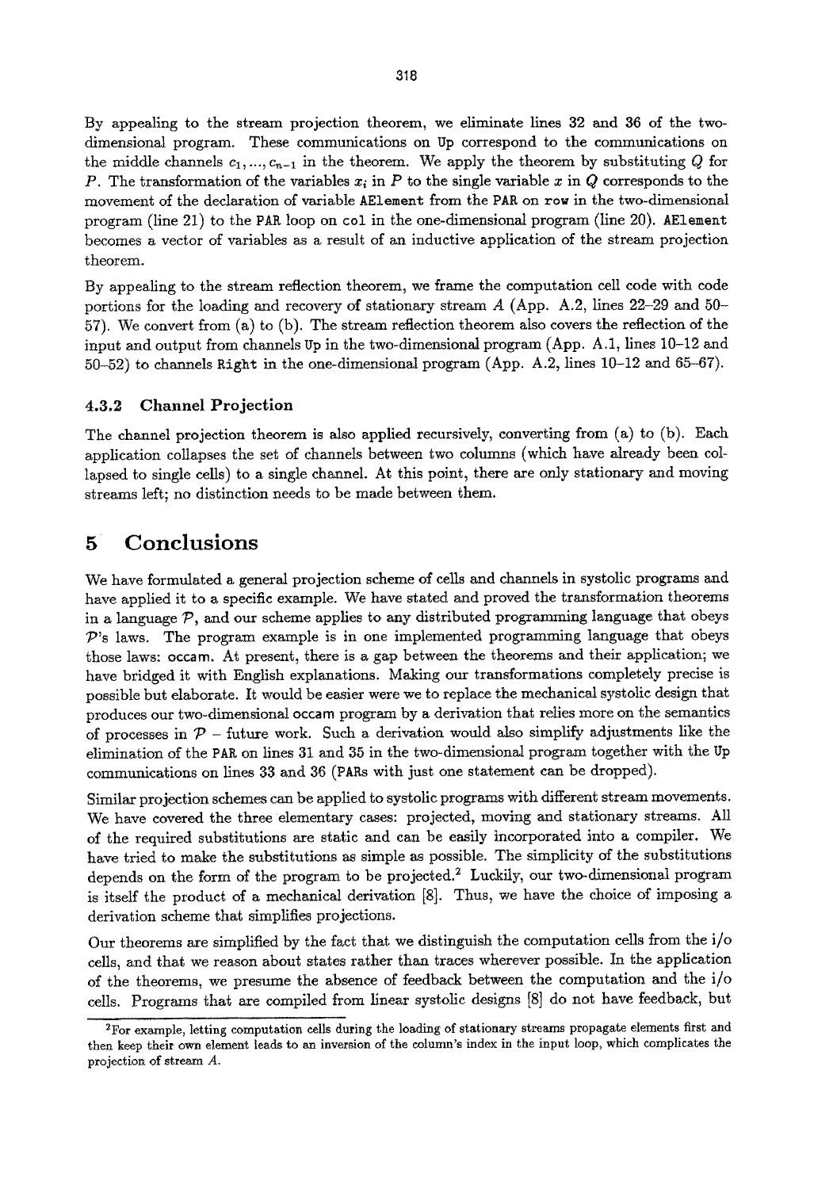By appealing to the stream projection theorem, we eliminate lines 32 and 36 of the two-dimensional program. These communications on `Up` correspond to the communications on the middle channels $c_1, ..., c_{n-1}$ in the theorem. We apply the theorem by substituting $Q$ for $P$. The transformation of the variables $x_i$ in $P$ to the single variable $x$ in $Q$ corresponds to the movement of the declaration of variable `AElement` from the `PAR` on `row` in the two-dimensional program (line 21) to the `PAR` loop on `col` in the one-dimensional program (line 20). `AElement` becomes a vector of variables as a result of an inductive application of the stream projection theorem.

By appealing to the stream reflection theorem, we frame the computation cell code with code portions for the loading and recovery of stationary stream $A$ (App. A.2, lines 22–29 and 50–57). We convert from (a) to (b). The stream reflection theorem also covers the reflection of the input and output from channels `Up` in the two-dimensional program (App. A.1, lines 10–12 and 50–52) to channels `Right` in the one-dimensional program (App. A.2, lines 10–12 and 65–67).

### 4.3.2 Channel Projection

The channel projection theorem is also applied recursively, converting from (a) to (b). Each application collapses the set of channels between two columns (which have already been collapsed to single cells) to a single channel. At this point, there are only stationary and moving streams left; no distinction needs to be made between them.

## 5 Conclusions

We have formulated a general projection scheme of cells and channels in systolic programs and have applied it to a specific example. We have stated and proved the transformation theorems in a language $\mathcal{P}$, and our scheme applies to any distributed programming language that obeys $\mathcal{P}$'s laws. The program example is in one implemented programming language that obeys those laws: occam. At present, there is a gap between the theorems and their application; we have bridged it with English explanations. Making our transformations completely precise is possible but elaborate. It would be easier were we to replace the mechanical systolic design that produces our two-dimensional occam program by a derivation that relies more on the semantics of processes in $\mathcal{P}$ – future work. Such a derivation would also simplify adjustments like the elimination of the `PAR` on lines 31 and 35 in the two-dimensional program together with the `Up` communications on lines 33 and 36 (`PAR`s with just one statement can be dropped).

Similar projection schemes can be applied to systolic programs with different stream movements. We have covered the three elementary cases: projected, moving and stationary streams. All of the required substitutions are static and can be easily incorporated into a compiler. We have tried to make the substitutions as simple as possible. The simplicity of the substitutions depends on the form of the program to be projected.[2] Luckily, our two-dimensional program is itself the product of a mechanical derivation [8]. Thus, we have the choice of imposing a derivation scheme that simplifies projections.

Our theorems are simplified by the fact that we distinguish the computation cells from the i/o cells, and that we reason about states rather than traces wherever possible. In the application of the theorems, we presume the absence of feedback between the computation and the i/o cells. Programs that are compiled from linear systolic designs [8] do not have feedback, but

[2] For example, letting computation cells during the loading of stationary streams propagate elements first and then keep their own element leads to an inversion of the column's index in the input loop, which complicates the projection of stream $A$.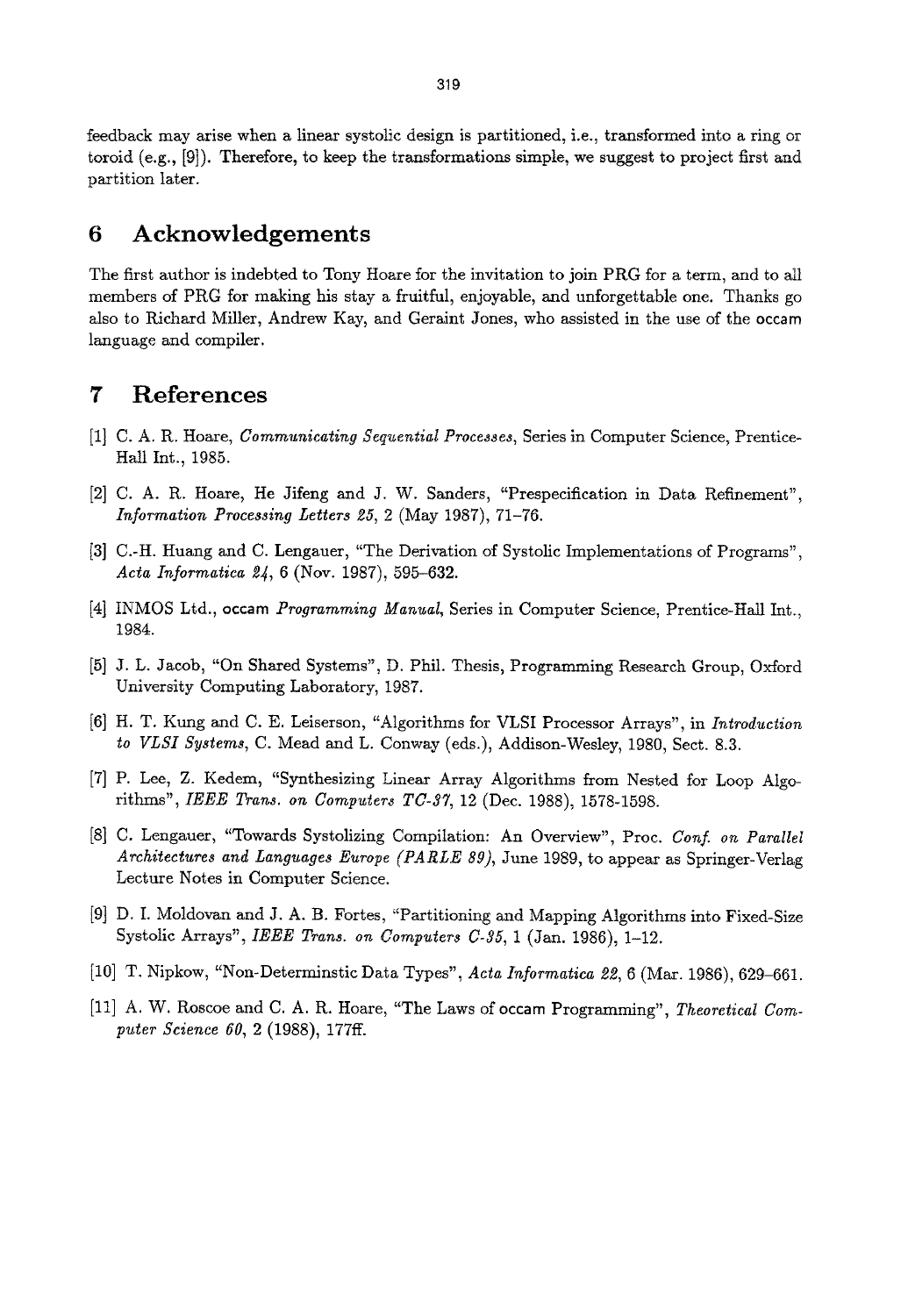feedback may arise when a linear systolic design is partitioned, i.e., transformed into a ring or toroid (e.g., [9]). Therefore, to keep the transformations simple, we suggest to project first and partition later.

## 6 Acknowledgements

The first author is indebted to Tony Hoare for the invitation to join PRG for a term, and to all members of PRG for making his stay a fruitful, enjoyable, and unforgettable one. Thanks go also to Richard Miller, Andrew Kay, and Geraint Jones, who assisted in the use of the occam language and compiler.

## 7 References

[1] C. A. R. Hoare, *Communicating Sequential Processes*, Series in Computer Science, Prentice-Hall Int., 1985.

[2] C. A. R. Hoare, He Jifeng and J. W. Sanders, "Prespecification in Data Refinement", *Information Processing Letters 25*, 2 (May 1987), 71–76.

[3] C.-H. Huang and C. Lengauer, "The Derivation of Systolic Implementations of Programs", *Acta Informatica 24*, 6 (Nov. 1987), 595–632.

[4] INMOS Ltd., occam *Programming Manual*, Series in Computer Science, Prentice-Hall Int., 1984.

[5] J. L. Jacob, "On Shared Systems", D. Phil. Thesis, Programming Research Group, Oxford University Computing Laboratory, 1987.

[6] H. T. Kung and C. E. Leiserson, "Algorithms for VLSI Processor Arrays", in *Introduction to VLSI Systems*, C. Mead and L. Conway (eds.), Addison-Wesley, 1980, Sect. 8.3.

[7] P. Lee, Z. Kedem, "Synthesizing Linear Array Algorithms from Nested for Loop Algorithms", *IEEE Trans. on Computers TC-37*, 12 (Dec. 1988), 1578-1598.

[8] C. Lengauer, "Towards Systolizing Compilation: An Overview", Proc. *Conf. on Parallel Architectures and Languages Europe (PARLE 89)*, June 1989, to appear as Springer-Verlag Lecture Notes in Computer Science.

[9] D. I. Moldovan and J. A. B. Fortes, "Partitioning and Mapping Algorithms into Fixed-Size Systolic Arrays", *IEEE Trans. on Computers C-35*, 1 (Jan. 1986), 1–12.

[10] T. Nipkow, "Non-Determinstic Data Types", *Acta Informatica 22*, 6 (Mar. 1986), 629–661.

[11] A. W. Roscoe and C. A. R. Hoare, "The Laws of occam Programming", *Theoretical Computer Science 60*, 2 (1988), 177ff.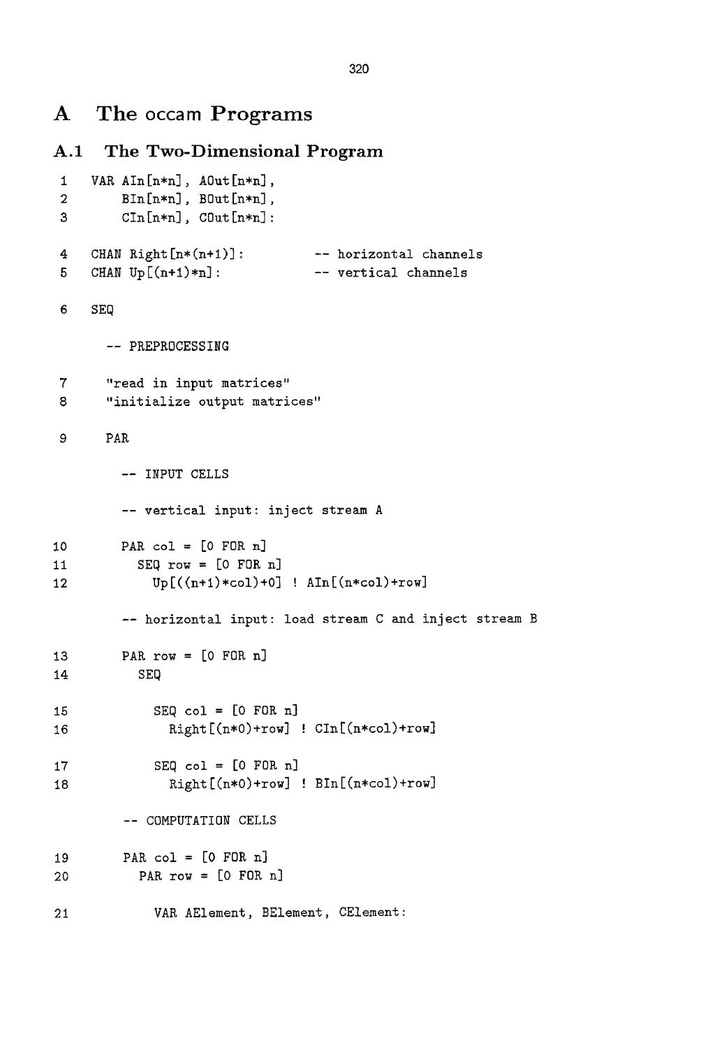# A The occam Programs

## A.1 The Two-Dimensional Program

```
 1   VAR AIn[n*n], AOut[n*n],
 2       BIn[n*n], BOut[n*n],
 3       CIn[n*n], COut[n*n]:

 4   CHAN Right[n*(n+1)]:          -- horizontal channels
 5   CHAN Up[(n+1)*n]:             -- vertical channels

 6   SEQ

       -- PREPROCESSING

 7     "read in input matrices"
 8     "initialize output matrices"

 9     PAR

         -- INPUT CELLS

         -- vertical input: inject stream A

10       PAR col = [0 FOR n]
11         SEQ row = [0 FOR n]
12           Up[((n+1)*col)+0] ! AIn[(n*col)+row]

         -- horizontal input: load stream C and inject stream B

13       PAR row = [0 FOR n]
14         SEQ

15           SEQ col = [0 FOR n]
16             Right[(n*0)+row] ! CIn[(n*col)+row]

17           SEQ col = [0 FOR n]
18             Right[(n*0)+row] ! BIn[(n*col)+row]

         -- COMPUTATION CELLS

19       PAR col = [0 FOR n]
20         PAR row = [0 FOR n]

21           VAR AElement, BElement, CElement:
```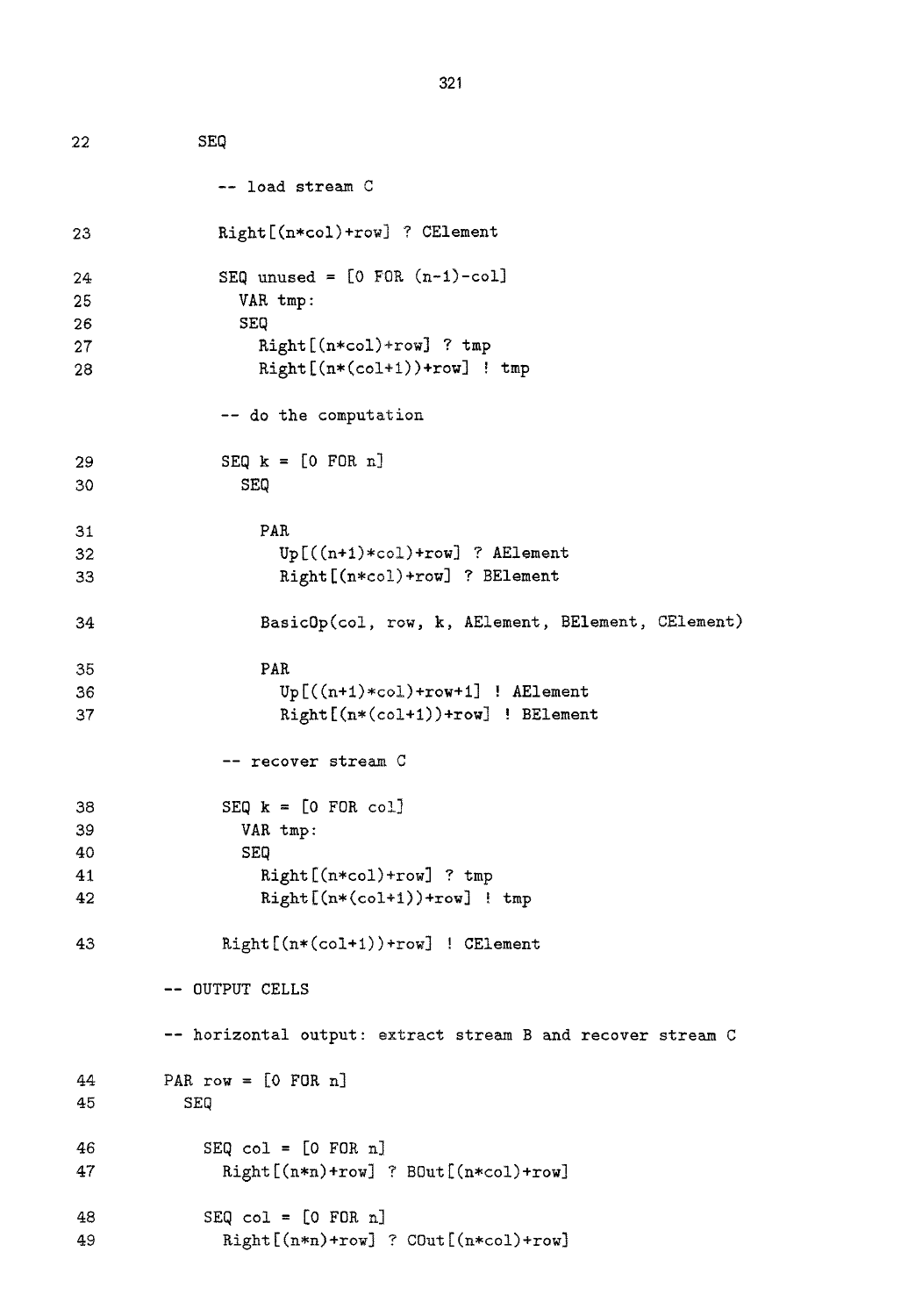```
22            SEQ

                -- load stream C

23              Right[(n*col)+row] ? CElement

24              SEQ unused = [0 FOR (n-1)-col]
25                VAR tmp:
26                SEQ
27                  Right[(n*col)+row] ? tmp
28                  Right[(n*(col+1))+row] ! tmp

                -- do the computation

29              SEQ k = [0 FOR n]
30                SEQ

31                  PAR
32                    Up[((n+1)*col)+row] ? AElement
33                    Right[(n*col)+row] ? BElement

34                  BasicOp(col, row, k, AElement, BElement, CElement)

35                  PAR
36                    Up[((n+1)*col)+row+1] ! AElement
37                    Right[(n*(col+1))+row] ! BElement

                -- recover stream C

38              SEQ k = [0 FOR col]
39                VAR tmp:
40                SEQ
41                  Right[(n*col)+row] ? tmp
42                  Right[(n*(col+1))+row] ! tmp

43              Right[(n*(col+1))+row] ! CElement

        -- OUTPUT CELLS

        -- horizontal output: extract stream B and recover stream C

44      PAR row = [0 FOR n]
45        SEQ

46          SEQ col = [0 FOR n]
47            Right[(n*n)+row] ? BOut[(n*col)+row]

48          SEQ col = [0 FOR n]
49            Right[(n*n)+row] ? COut[(n*col)+row]
```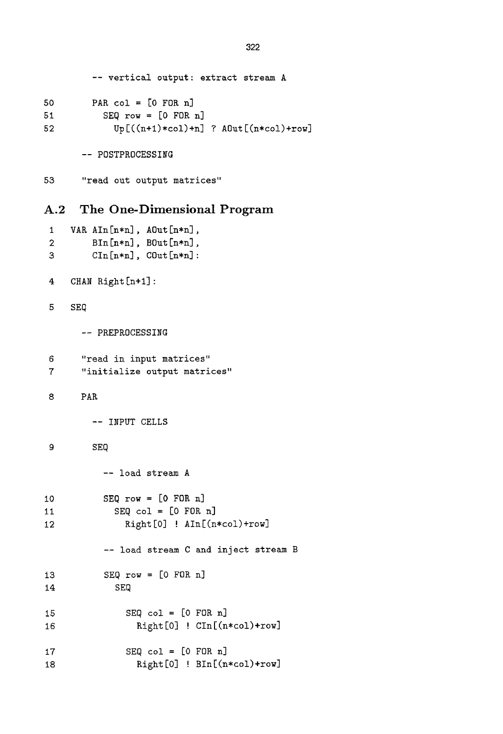```
        -- vertical output: extract stream A

50        PAR col = [0 FOR n]
51          SEQ row = [0 FOR n]
52            Up[((n+1)*col)+n] ? AOut[(n*col)+row]

      -- POSTPROCESSING

53    "read out output matrices"
```

## A.2 The One-Dimensional Program

```
 1  VAR AIn[n*n], AOut[n*n],
 2      BIn[n*n], BOut[n*n],
 3      CIn[n*n], COut[n*n]:

 4  CHAN Right[n+1]:

 5  SEQ

      -- PREPROCESSING

 6    "read in input matrices"
 7    "initialize output matrices"

 8    PAR

        -- INPUT CELLS

 9      SEQ

          -- load stream A

10        SEQ row = [0 FOR n]
11          SEQ col = [0 FOR n]
12            Right[0] ! AIn[(n*col)+row]

          -- load stream C and inject stream B

13        SEQ row = [0 FOR n]
14          SEQ

15            SEQ col = [0 FOR n]
16              Right[0] ! CIn[(n*col)+row]

17            SEQ col = [0 FOR n]
18              Right[0] ! BIn[(n*col)+row]
```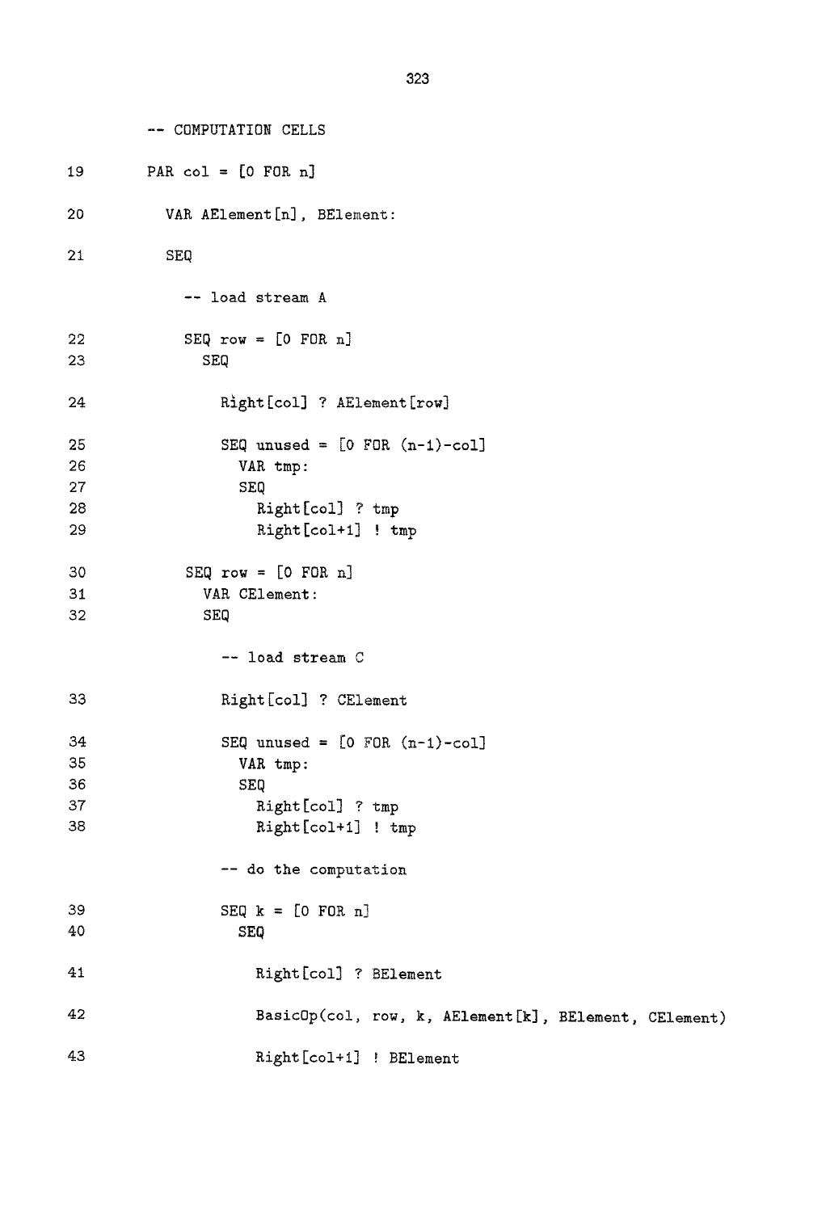```
        -- COMPUTATION CELLS

19      PAR col = [0 FOR n]

20        VAR AElement[n], BElement:

21        SEQ

            -- load stream A

22          SEQ row = [0 FOR n]
23            SEQ

24              Right[col] ? AElement[row]

25              SEQ unused = [0 FOR (n-1)-col]
26                VAR tmp:
27                SEQ
28                  Right[col] ? tmp
29                  Right[col+1] ! tmp

30          SEQ row = [0 FOR n]
31            VAR CElement:
32            SEQ

                -- load stream C

33              Right[col] ? CElement

34              SEQ unused = [0 FOR (n-1)-col]
35                VAR tmp:
36                SEQ
37                  Right[col] ? tmp
38                  Right[col+1] ! tmp

                -- do the computation

39              SEQ k = [0 FOR n]
40                SEQ

41                  Right[col] ? BElement

42                  BasicOp(col, row, k, AElement[k], BElement, CElement)

43                  Right[col+1] ! BElement
```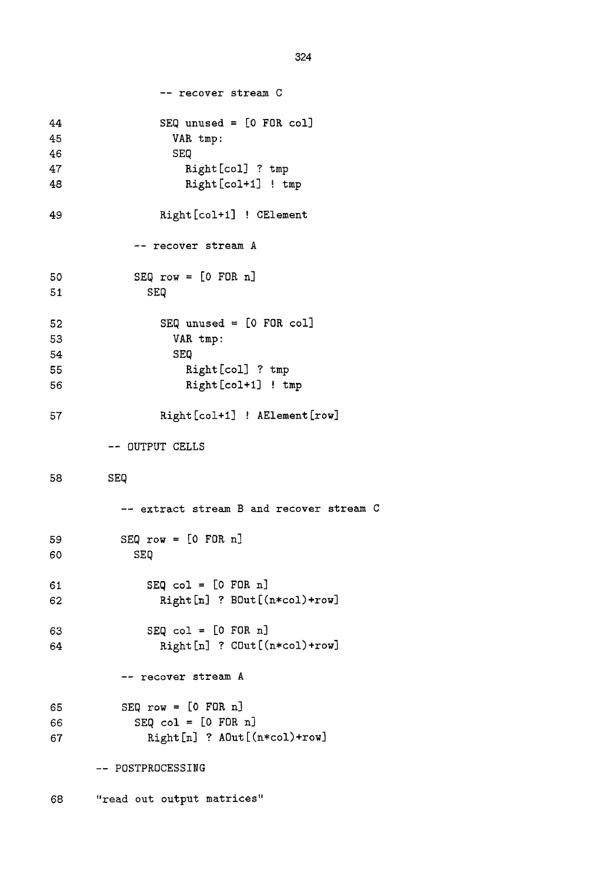```
            -- recover stream C

44          SEQ unused = [0 FOR col]
45            VAR tmp:
46            SEQ
47              Right[col] ? tmp
48              Right[col+1] ! tmp

49          Right[col+1] ! CElement

        -- recover stream A

50        SEQ row = [0 FOR n]
51          SEQ

52            SEQ unused = [0 FOR col]
53              VAR tmp:
54              SEQ
55                Right[col] ? tmp
56                Right[col+1] ! tmp

57            Right[col+1] ! AElement[row]

    -- OUTPUT CELLS

58    SEQ

      -- extract stream B and recover stream C

59      SEQ row = [0 FOR n]
60        SEQ

61          SEQ col = [0 FOR n]
62            Right[n] ? BOut[(n*col)+row]

63          SEQ col = [0 FOR n]
64            Right[n] ? COut[(n*col)+row]

      -- recover stream A

65      SEQ row = [0 FOR n]
66        SEQ col = [0 FOR n]
67          Right[n] ? AOut[(n*col)+row]

   -- POSTPROCESSING

68   "read out output matrices"
```